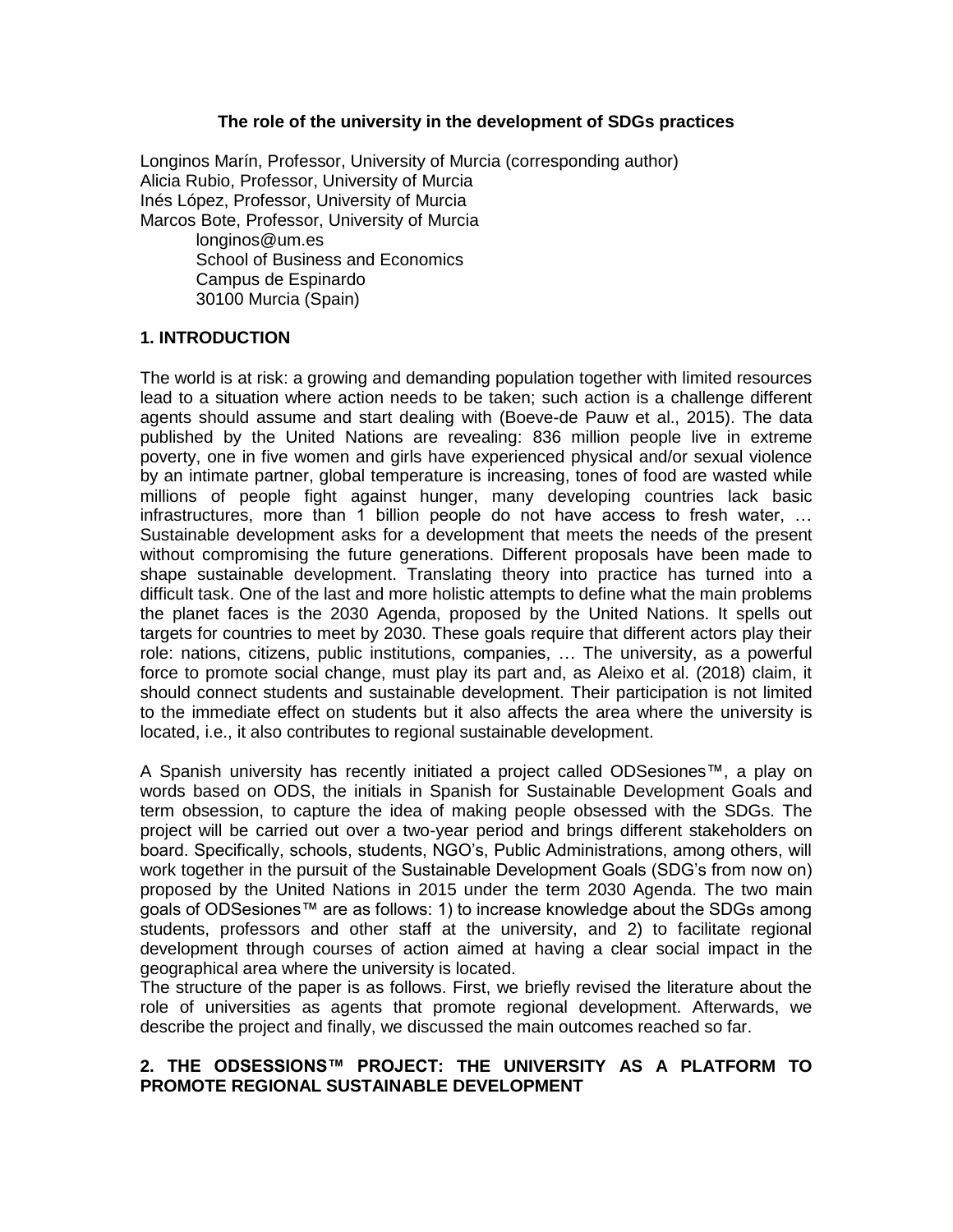# The role of the university in the development of SDGs practices

Longinos Marín, Professor, University of Murcia (corresponding author)
Alicia Rubio, Professor, University of Murcia
Inés López, Professor, University of Murcia
Marcos Bote, Professor, University of Murcia

longinos@um.es
School of Business and Economics
Campus de Espinardo
30100 Murcia (Spain)

## 1. INTRODUCTION

The world is at risk: a growing and demanding population together with limited resources lead to a situation where action needs to be taken; such action is a challenge different agents should assume and start dealing with (Boeve-de Pauw et al., 2015). The data published by the United Nations are revealing: 836 million people live in extreme poverty, one in five women and girls have experienced physical and/or sexual violence by an intimate partner, global temperature is increasing, tones of food are wasted while millions of people fight against hunger, many developing countries lack basic infrastructures, more than 1 billion people do not have access to fresh water, … Sustainable development asks for a development that meets the needs of the present without compromising the future generations. Different proposals have been made to shape sustainable development. Translating theory into practice has turned into a difficult task. One of the last and more holistic attempts to define what the main problems the planet faces is the 2030 Agenda, proposed by the United Nations. It spells out targets for countries to meet by 2030. These goals require that different actors play their role: nations, citizens, public institutions, companies, … The university, as a powerful force to promote social change, must play its part and, as Aleixo et al. (2018) claim, it should connect students and sustainable development. Their participation is not limited to the immediate effect on students but it also affects the area where the university is located, i.e., it also contributes to regional sustainable development.

A Spanish university has recently initiated a project called ODSesiones™, a play on words based on ODS, the initials in Spanish for Sustainable Development Goals and term obsession, to capture the idea of making people obsessed with the SDGs. The project will be carried out over a two-year period and brings different stakeholders on board. Specifically, schools, students, NGO's, Public Administrations, among others, will work together in the pursuit of the Sustainable Development Goals (SDG's from now on) proposed by the United Nations in 2015 under the term 2030 Agenda. The two main goals of ODSesiones™ are as follows: 1) to increase knowledge about the SDGs among students, professors and other staff at the university, and 2) to facilitate regional development through courses of action aimed at having a clear social impact in the geographical area where the university is located.

The structure of the paper is as follows. First, we briefly revised the literature about the role of universities as agents that promote regional development. Afterwards, we describe the project and finally, we discussed the main outcomes reached so far.

## 2. THE ODSESSIONS™ PROJECT: THE UNIVERSITY AS A PLATFORM TO PROMOTE REGIONAL SUSTAINABLE DEVELOPMENT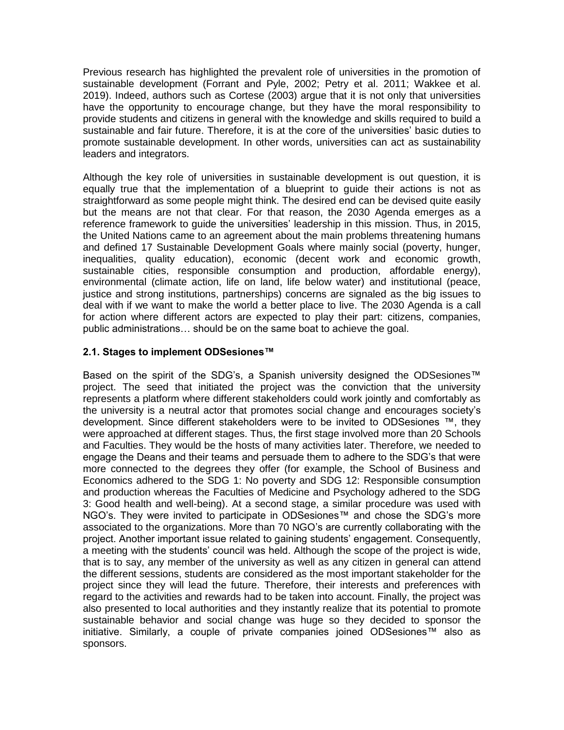Previous research has highlighted the prevalent role of universities in the promotion of sustainable development (Forrant and Pyle, 2002; Petry et al. 2011; Wakkee et al. 2019). Indeed, authors such as Cortese (2003) argue that it is not only that universities have the opportunity to encourage change, but they have the moral responsibility to provide students and citizens in general with the knowledge and skills required to build a sustainable and fair future. Therefore, it is at the core of the universities' basic duties to promote sustainable development. In other words, universities can act as sustainability leaders and integrators.

Although the key role of universities in sustainable development is out question, it is equally true that the implementation of a blueprint to guide their actions is not as straightforward as some people might think. The desired end can be devised quite easily but the means are not that clear. For that reason, the 2030 Agenda emerges as a reference framework to guide the universities' leadership in this mission. Thus, in 2015, the United Nations came to an agreement about the main problems threatening humans and defined 17 Sustainable Development Goals where mainly social (poverty, hunger, inequalities, quality education), economic (decent work and economic growth, sustainable cities, responsible consumption and production, affordable energy), environmental (climate action, life on land, life below water) and institutional (peace, justice and strong institutions, partnerships) concerns are signaled as the big issues to deal with if we want to make the world a better place to live. The 2030 Agenda is a call for action where different actors are expected to play their part: citizens, companies, public administrations… should be on the same boat to achieve the goal.

### 2.1. Stages to implement ODSesiones™

Based on the spirit of the SDG's, a Spanish university designed the ODSesiones™ project. The seed that initiated the project was the conviction that the university represents a platform where different stakeholders could work jointly and comfortably as the university is a neutral actor that promotes social change and encourages society's development. Since different stakeholders were to be invited to ODSesiones ™, they were approached at different stages. Thus, the first stage involved more than 20 Schools and Faculties. They would be the hosts of many activities later. Therefore, we needed to engage the Deans and their teams and persuade them to adhere to the SDG's that were more connected to the degrees they offer (for example, the School of Business and Economics adhered to the SDG 1: No poverty and SDG 12: Responsible consumption and production whereas the Faculties of Medicine and Psychology adhered to the SDG 3: Good health and well-being). At a second stage, a similar procedure was used with NGO's. They were invited to participate in ODSesiones™ and chose the SDG's more associated to the organizations. More than 70 NGO's are currently collaborating with the project. Another important issue related to gaining students' engagement. Consequently, a meeting with the students' council was held. Although the scope of the project is wide, that is to say, any member of the university as well as any citizen in general can attend the different sessions, students are considered as the most important stakeholder for the project since they will lead the future. Therefore, their interests and preferences with regard to the activities and rewards had to be taken into account. Finally, the project was also presented to local authorities and they instantly realize that its potential to promote sustainable behavior and social change was huge so they decided to sponsor the initiative. Similarly, a couple of private companies joined ODSesiones™ also as sponsors.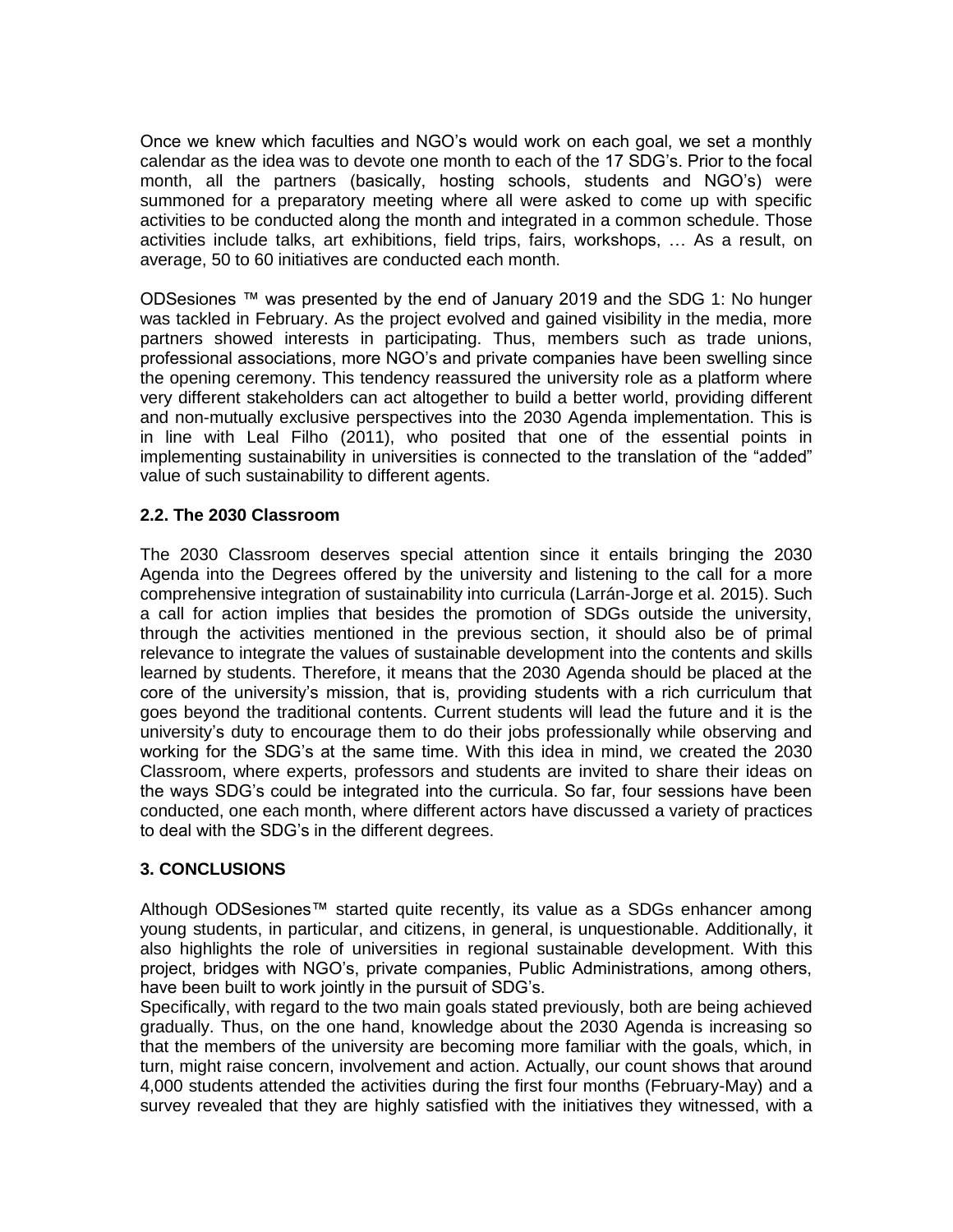Once we knew which faculties and NGO's would work on each goal, we set a monthly calendar as the idea was to devote one month to each of the 17 SDG's. Prior to the focal month, all the partners (basically, hosting schools, students and NGO's) were summoned for a preparatory meeting where all were asked to come up with specific activities to be conducted along the month and integrated in a common schedule. Those activities include talks, art exhibitions, field trips, fairs, workshops, … As a result, on average, 50 to 60 initiatives are conducted each month.

ODSesiones ™ was presented by the end of January 2019 and the SDG 1: No hunger was tackled in February. As the project evolved and gained visibility in the media, more partners showed interests in participating. Thus, members such as trade unions, professional associations, more NGO's and private companies have been swelling since the opening ceremony. This tendency reassured the university role as a platform where very different stakeholders can act altogether to build a better world, providing different and non-mutually exclusive perspectives into the 2030 Agenda implementation. This is in line with Leal Filho (2011), who posited that one of the essential points in implementing sustainability in universities is connected to the translation of the "added" value of such sustainability to different agents.

### 2.2. The 2030 Classroom

The 2030 Classroom deserves special attention since it entails bringing the 2030 Agenda into the Degrees offered by the university and listening to the call for a more comprehensive integration of sustainability into curricula (Larrán-Jorge et al. 2015). Such a call for action implies that besides the promotion of SDGs outside the university, through the activities mentioned in the previous section, it should also be of primal relevance to integrate the values of sustainable development into the contents and skills learned by students. Therefore, it means that the 2030 Agenda should be placed at the core of the university's mission, that is, providing students with a rich curriculum that goes beyond the traditional contents. Current students will lead the future and it is the university's duty to encourage them to do their jobs professionally while observing and working for the SDG's at the same time. With this idea in mind, we created the 2030 Classroom, where experts, professors and students are invited to share their ideas on the ways SDG's could be integrated into the curricula. So far, four sessions have been conducted, one each month, where different actors have discussed a variety of practices to deal with the SDG's in the different degrees.

## 3. CONCLUSIONS

Although ODSesiones™ started quite recently, its value as a SDGs enhancer among young students, in particular, and citizens, in general, is unquestionable. Additionally, it also highlights the role of universities in regional sustainable development. With this project, bridges with NGO's, private companies, Public Administrations, among others, have been built to work jointly in the pursuit of SDG's.

Specifically, with regard to the two main goals stated previously, both are being achieved gradually. Thus, on the one hand, knowledge about the 2030 Agenda is increasing so that the members of the university are becoming more familiar with the goals, which, in turn, might raise concern, involvement and action. Actually, our count shows that around 4,000 students attended the activities during the first four months (February-May) and a survey revealed that they are highly satisfied with the initiatives they witnessed, with a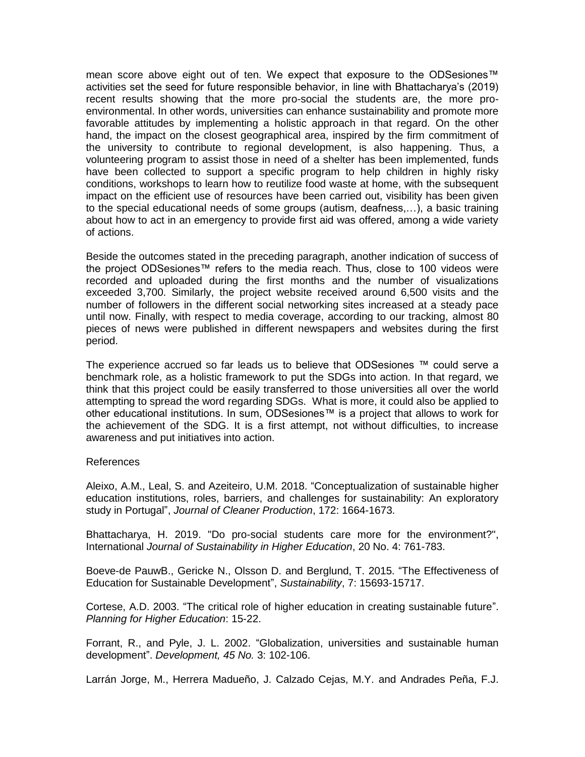mean score above eight out of ten. We expect that exposure to the ODSesiones™ activities set the seed for future responsible behavior, in line with Bhattacharya's (2019) recent results showing that the more pro-social the students are, the more pro-environmental. In other words, universities can enhance sustainability and promote more favorable attitudes by implementing a holistic approach in that regard. On the other hand, the impact on the closest geographical area, inspired by the firm commitment of the university to contribute to regional development, is also happening. Thus, a volunteering program to assist those in need of a shelter has been implemented, funds have been collected to support a specific program to help children in highly risky conditions, workshops to learn how to reutilize food waste at home, with the subsequent impact on the efficient use of resources have been carried out, visibility has been given to the special educational needs of some groups (autism, deafness,…), a basic training about how to act in an emergency to provide first aid was offered, among a wide variety of actions.

Beside the outcomes stated in the preceding paragraph, another indication of success of the project ODSesiones™ refers to the media reach. Thus, close to 100 videos were recorded and uploaded during the first months and the number of visualizations exceeded 3,700. Similarly, the project website received around 6,500 visits and the number of followers in the different social networking sites increased at a steady pace until now. Finally, with respect to media coverage, according to our tracking, almost 80 pieces of news were published in different newspapers and websites during the first period.

The experience accrued so far leads us to believe that ODSesiones ™ could serve a benchmark role, as a holistic framework to put the SDGs into action. In that regard, we think that this project could be easily transferred to those universities all over the world attempting to spread the word regarding SDGs. What is more, it could also be applied to other educational institutions. In sum, ODSesiones™ is a project that allows to work for the achievement of the SDG. It is a first attempt, not without difficulties, to increase awareness and put initiatives into action.

References

Aleixo, A.M., Leal, S. and Azeiteiro, U.M. 2018. "Conceptualization of sustainable higher education institutions, roles, barriers, and challenges for sustainability: An exploratory study in Portugal", *Journal of Cleaner Production*, 172: 1664-1673.

Bhattacharya, H. 2019. "Do pro-social students care more for the environment?", International *Journal of Sustainability in Higher Education*, 20 No. 4: 761-783.

Boeve-de PauwB., Gericke N., Olsson D. and Berglund, T. 2015. "The Effectiveness of Education for Sustainable Development", *Sustainability*, 7: 15693-15717.

Cortese, A.D. 2003. "The critical role of higher education in creating sustainable future". *Planning for Higher Education*: 15-22.

Forrant, R., and Pyle, J. L. 2002. "Globalization, universities and sustainable human development". *Development, 45 No.* 3: 102-106.

Larrán Jorge, M., Herrera Madueño, J. Calzado Cejas, M.Y. and Andrades Peña, F.J.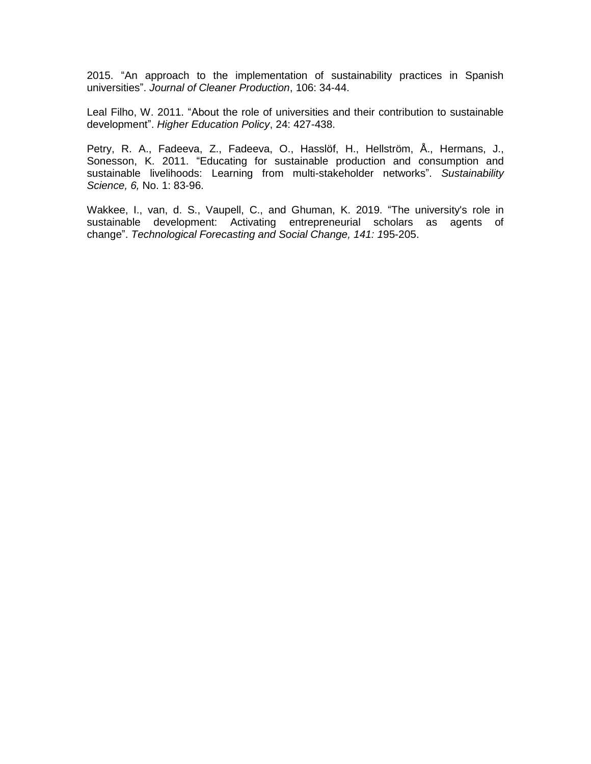2015. “An approach to the implementation of sustainability practices in Spanish universities”. *Journal of Cleaner Production*, 106: 34-44.

Leal Filho, W. 2011. “About the role of universities and their contribution to sustainable development”. *Higher Education Policy*, 24: 427-438.

Petry, R. A., Fadeeva, Z., Fadeeva, O., Hasslöf, H., Hellström, Å., Hermans, J., Sonesson, K. 2011. “Educating for sustainable production and consumption and sustainable livelihoods: Learning from multi-stakeholder networks”. *Sustainability Science, 6,* No. 1: 83-96.

Wakkee, I., van, d. S., Vaupell, C., and Ghuman, K. 2019. “The university's role in sustainable development: Activating entrepreneurial scholars as agents of change”. *Technological Forecasting and Social Change, 141: 1*95-205.